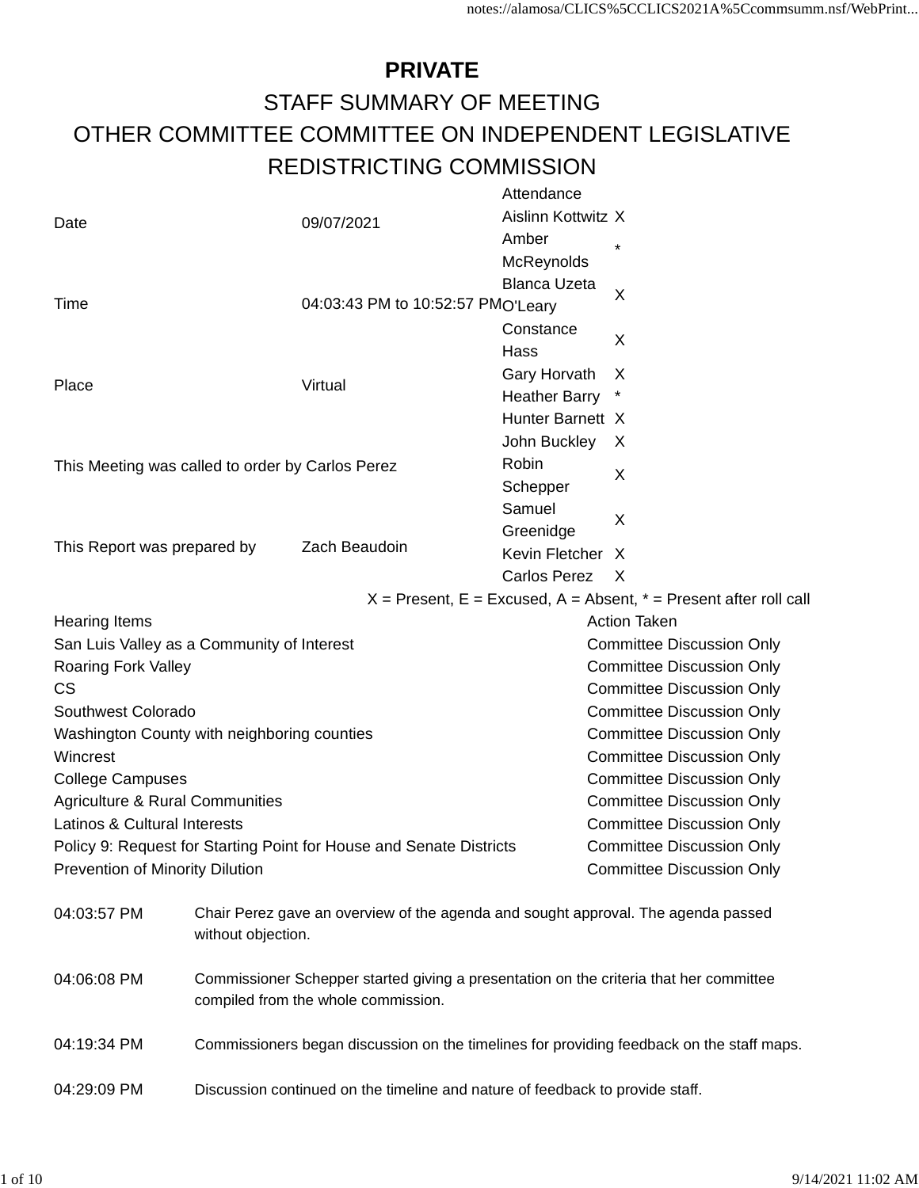# PRIVATE

## STAFF SUMMARY OF MEETING

## OTHER COMMITTEE COMMITTEE ON INDEPENDENT LEGISLATIVE REDISTRICTING COMMISSION

| | | Attendance | |
|---|---|---|---|
| Date | 09/07/2021 | Aislinn Kottwitz | X |
| | | Amber McReynolds | * |
| Time | 04:03:43 PM to 10:52:57 PM | Blanca Uzeta O'Leary | X |
| | | Constance Hass | X |
| Place | Virtual | Gary Horvath | X |
| | | Heather Barry | * |
| | | Hunter Barnett | X |
| This Meeting was called to order by Carlos Perez | | John Buckley | X |
| | | Robin Schepper | X |
| | | Samuel Greenidge | X |
| This Report was prepared by | Zach Beaudoin | Kevin Fletcher | X |
| | | Carlos Perez | X |

X = Present, E = Excused, A = Absent, * = Present after roll call

| Hearing Items | Action Taken |
|---|---|
| San Luis Valley as a Community of Interest | Committee Discussion Only |
| Roaring Fork Valley | Committee Discussion Only |
| CS | Committee Discussion Only |
| Southwest Colorado | Committee Discussion Only |
| Washington County with neighboring counties | Committee Discussion Only |
| Wincrest | Committee Discussion Only |
| College Campuses | Committee Discussion Only |
| Agriculture & Rural Communities | Committee Discussion Only |
| Latinos & Cultural Interests | Committee Discussion Only |
| Policy 9: Request for Starting Point for House and Senate Districts | Committee Discussion Only |
| Prevention of Minority Dilution | Committee Discussion Only |

| | |
|---|---|
| 04:03:57 PM | Chair Perez gave an overview of the agenda and sought approval. The agenda passed without objection. |
| 04:06:08 PM | Commissioner Schepper started giving a presentation on the criteria that her committee compiled from the whole commission. |
| 04:19:34 PM | Commissioners began discussion on the timelines for providing feedback on the staff maps. |
| 04:29:09 PM | Discussion continued on the timeline and nature of feedback to provide staff. |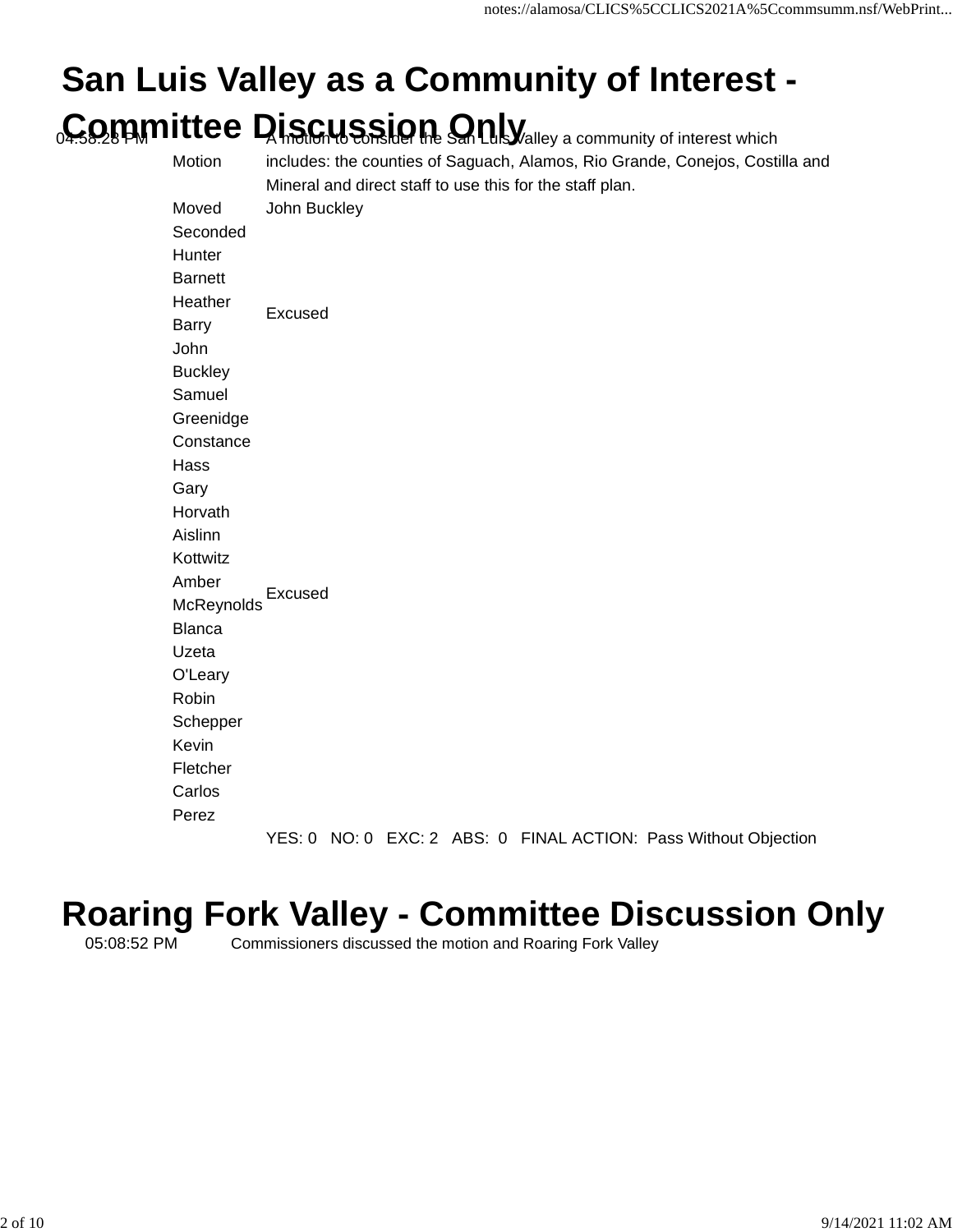# San Luis Valley as a Community of Interest - Committee Discussion Only

| | | |
|---|---|---|
| 04:58:28 PM | Motion | A motion to consider the San Luis Valley a community of interest which includes: the counties of Saguach, Alamos, Rio Grande, Conejos, Costilla and Mineral and direct staff to use this for the staff plan. |
| | Moved | John Buckley |
| | Seconded | |
| | Hunter Barnett | |
| | Heather Barry | Excused |
| | John Buckley | |
| | Samuel Greenidge | |
| | Constance Hass | |
| | Gary Horvath | |
| | Aislinn Kottwitz | |
| | Amber McReynolds | Excused |
| | Blanca Uzeta O'Leary | |
| | Robin Schepper | |
| | Kevin Fletcher | |
| | Carlos Perez | |
| | | YES: 0 NO: 0 EXC: 2 ABS: 0 FINAL ACTION: Pass Without Objection |

# Roaring Fork Valley - Committee Discussion Only

05:08:52 PM Commissioners discussed the motion and Roaring Fork Valley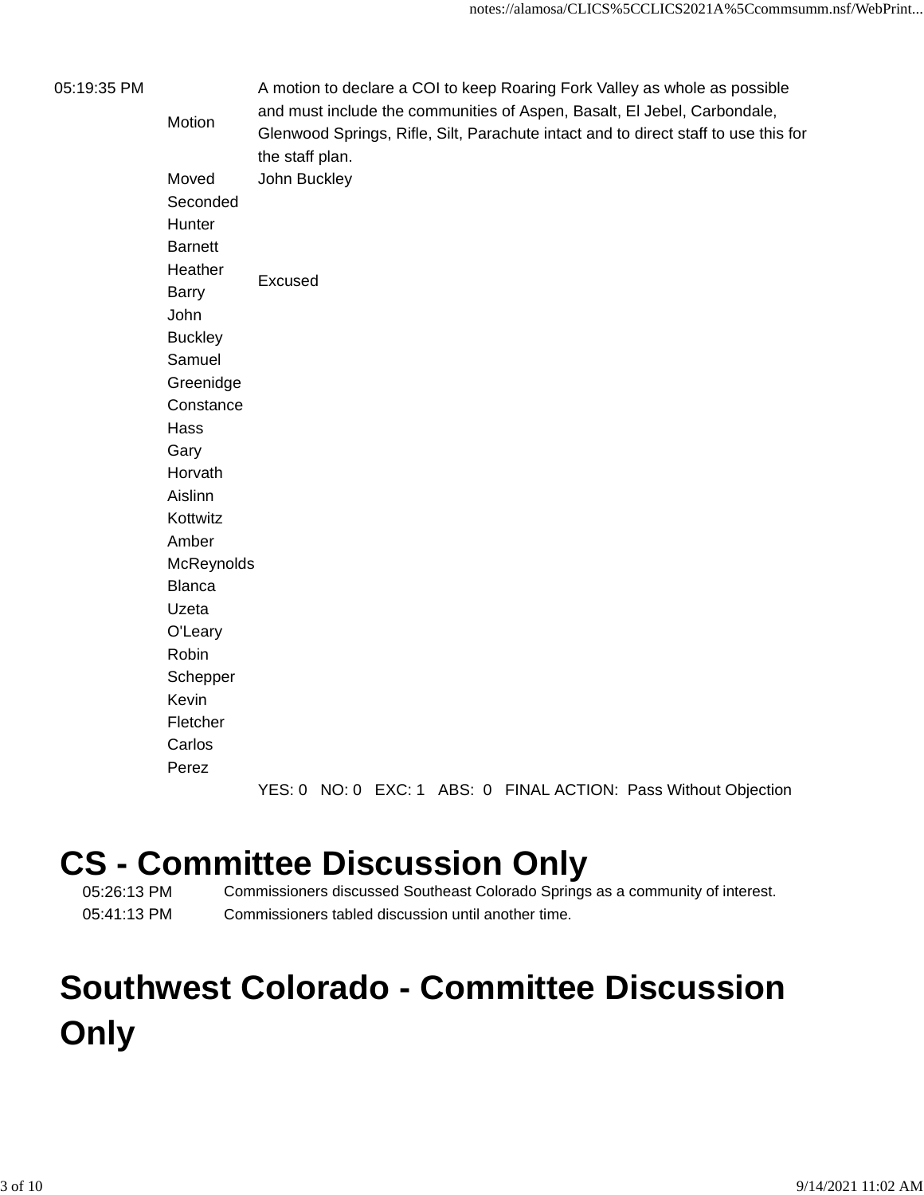| | | |
|---|---|---|
| 05:19:35 PM | Motion | A motion to declare a COI to keep Roaring Fork Valley as whole as possible and must include the communities of Aspen, Basalt, El Jebel, Carbondale, Glenwood Springs, Rifle, Silt, Parachute intact and to direct staff to use this for the staff plan. |
| | Moved | John Buckley |
| | Seconded | |
| | Hunter Barnett | |
| | Heather Barry | Excused |
| | John Buckley | |
| | Samuel Greenidge | |
| | Constance Hass | |
| | Gary Horvath | |
| | Aislinn Kottwitz | |
| | Amber McReynolds | |
| | Blanca Uzeta O'Leary | |
| | Robin Schepper | |
| | Kevin Fletcher | |
| | Carlos Perez | |
| | | YES: 0 NO: 0 EXC: 1 ABS: 0 FINAL ACTION: Pass Without Objection |

# CS - Committee Discussion Only

| | |
|---|---|
| 05:26:13 PM | Commissioners discussed Southeast Colorado Springs as a community of interest. |
| 05:41:13 PM | Commissioners tabled discussion until another time. |

# Southwest Colorado - Committee Discussion Only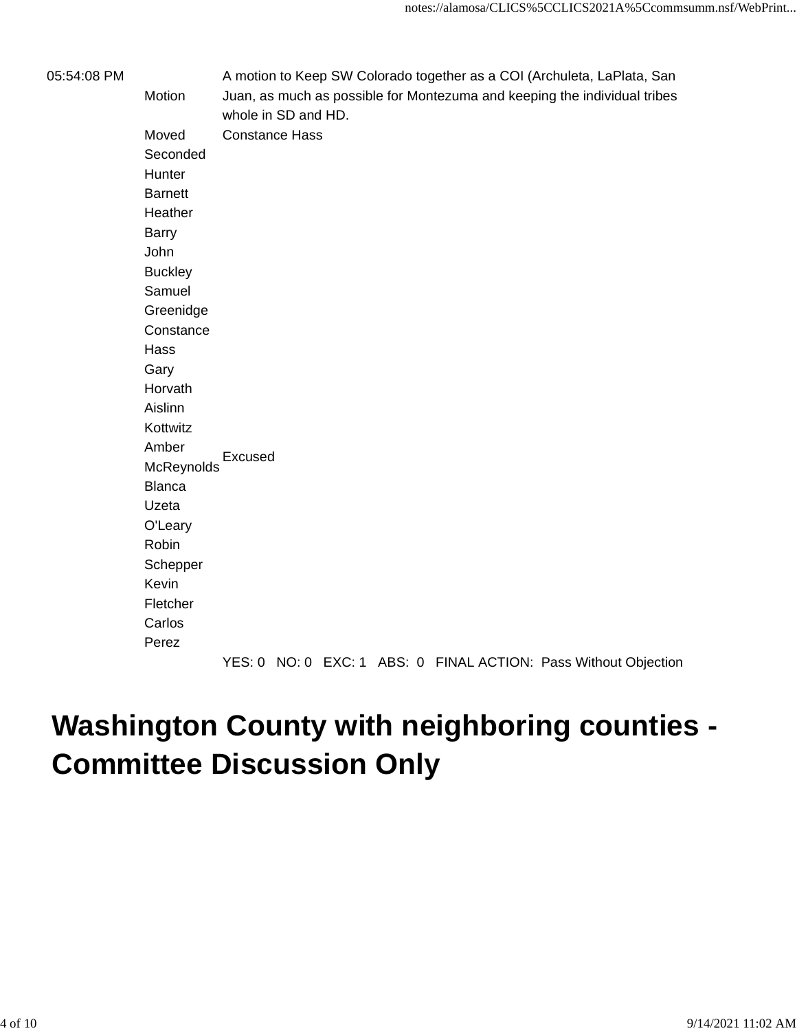| | | |
|---|---|---|
| 05:54:08 PM | Motion | A motion to Keep SW Colorado together as a COI (Archuleta, LaPlata, San Juan, as much as possible for Montezuma and keeping the individual tribes whole in SD and HD. |
| | Moved | Constance Hass |
| | Seconded | |
| | Hunter Barnett | |
| | Heather Barry | |
| | John Buckley | |
| | Samuel Greenidge | |
| | Constance Hass | |
| | Gary Horvath | |
| | Aislinn Kottwitz | |
| | Amber McReynolds | Excused |
| | Blanca Uzeta O'Leary | |
| | Robin Schepper | |
| | Kevin Fletcher | |
| | Carlos Perez | |
| | | YES: 0 NO: 0 EXC: 1 ABS: 0 FINAL ACTION: Pass Without Objection |

# Washington County with neighboring counties - Committee Discussion Only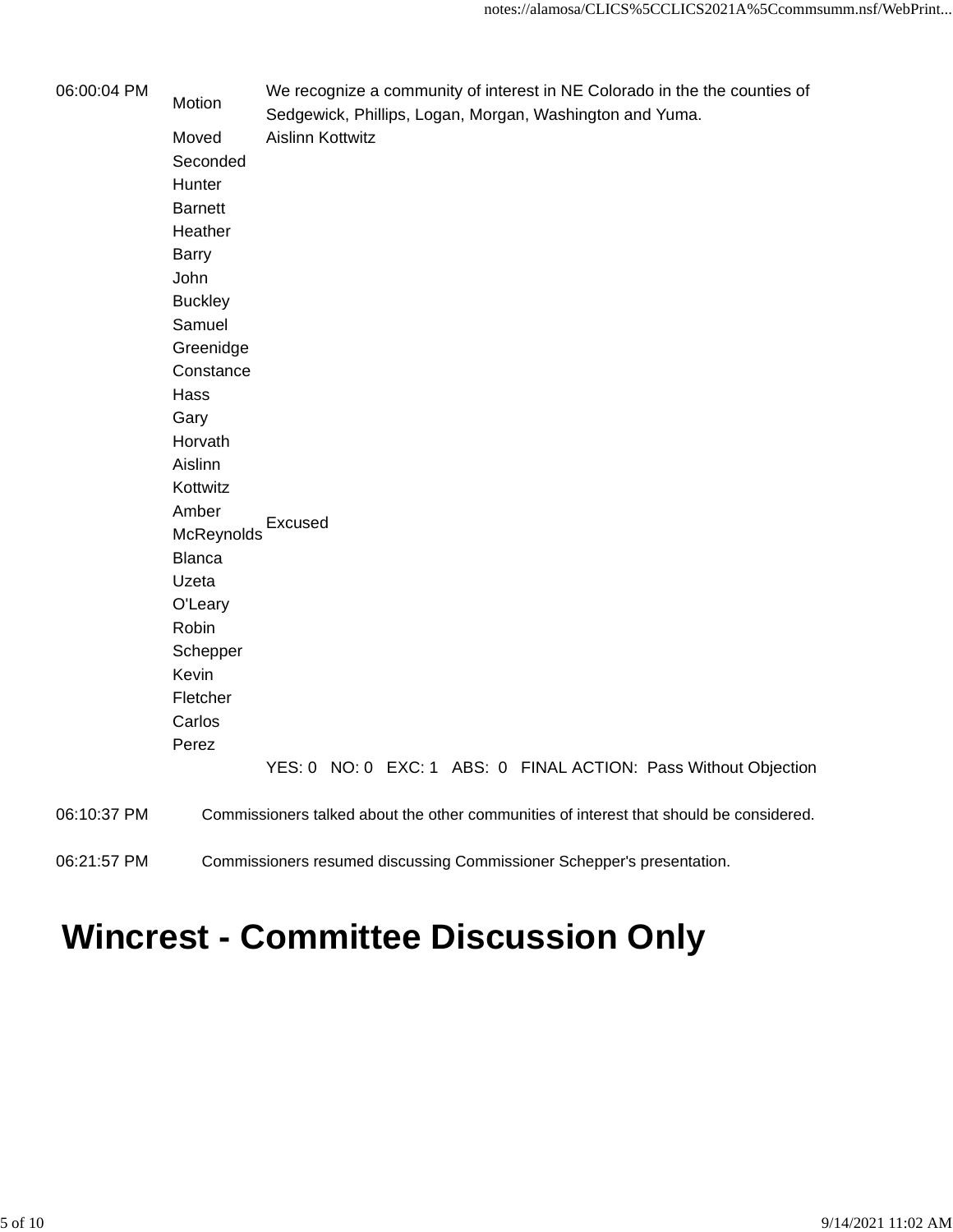| Time | | |
|---|---|---|
| 06:00:04 PM | Motion | We recognize a community of interest in NE Colorado in the the counties of Sedgewick, Phillips, Logan, Morgan, Washington and Yuma. |
| | Moved | Aislinn Kottwitz |
| | Seconded | |
| | Hunter Barnett | |
| | Heather Barry | |
| | John Buckley | |
| | Samuel Greenidge | |
| | Constance Hass | |
| | Gary Horvath | |
| | Aislinn Kottwitz | |
| | Amber McReynolds | Excused |
| | Blanca Uzeta O'Leary | |
| | Robin Schepper | |
| | Kevin Fletcher | |
| | Carlos Perez | |
| | | YES: 0 NO: 0 EXC: 1 ABS: 0 FINAL ACTION: Pass Without Objection |

06:10:37 PM — Commissioners talked about the other communities of interest that should be considered.

06:21:57 PM — Commissioners resumed discussing Commissioner Schepper's presentation.

# Wincrest - Committee Discussion Only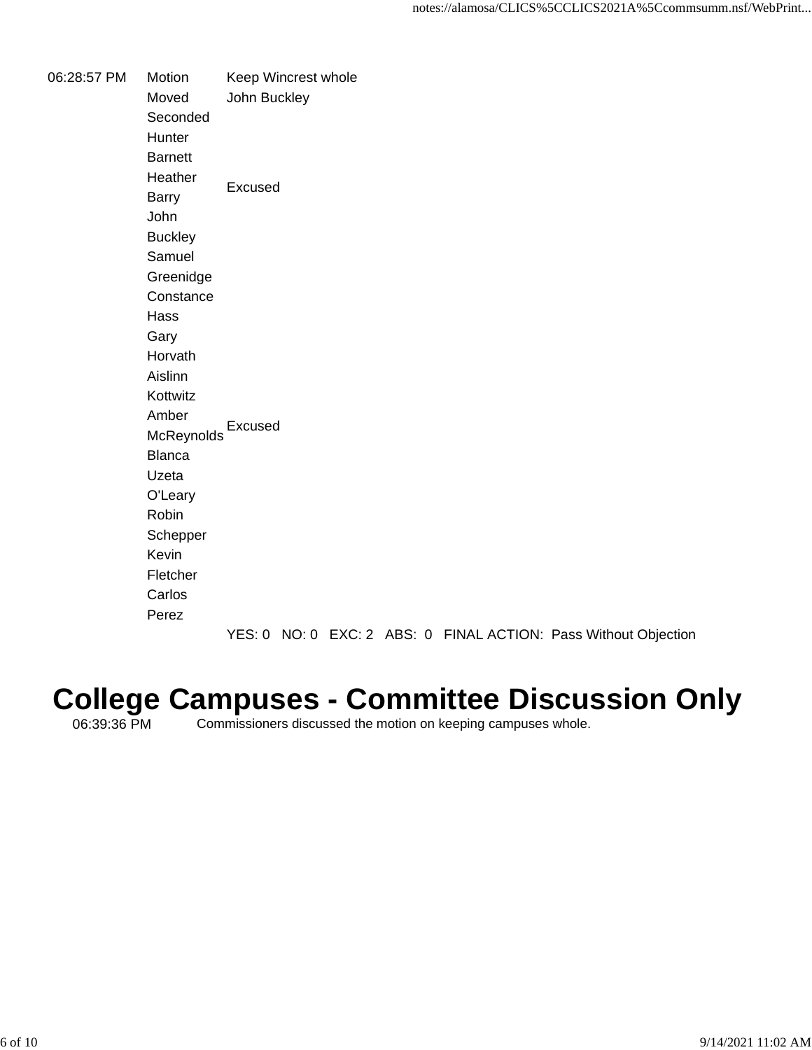| | | |
|---|---|---|
| 06:28:57 PM | Motion | Keep Wincrest whole |
| | Moved | John Buckley |
| | Seconded | |
| | Hunter Barnett | |
| | Heather Barry | Excused |
| | John Buckley | |
| | Samuel Greenidge | |
| | Constance Hass | |
| | Gary Horvath | |
| | Aislinn Kottwitz | |
| | Amber McReynolds | Excused |
| | Blanca Uzeta O'Leary | |
| | Robin Schepper | |
| | Kevin Fletcher | |
| | Carlos Perez | |
| | | YES: 0 NO: 0 EXC: 2 ABS: 0 FINAL ACTION: Pass Without Objection |

# College Campuses - Committee Discussion Only

| | |
|---|---|
| 06:39:36 PM | Commissioners discussed the motion on keeping campuses whole. |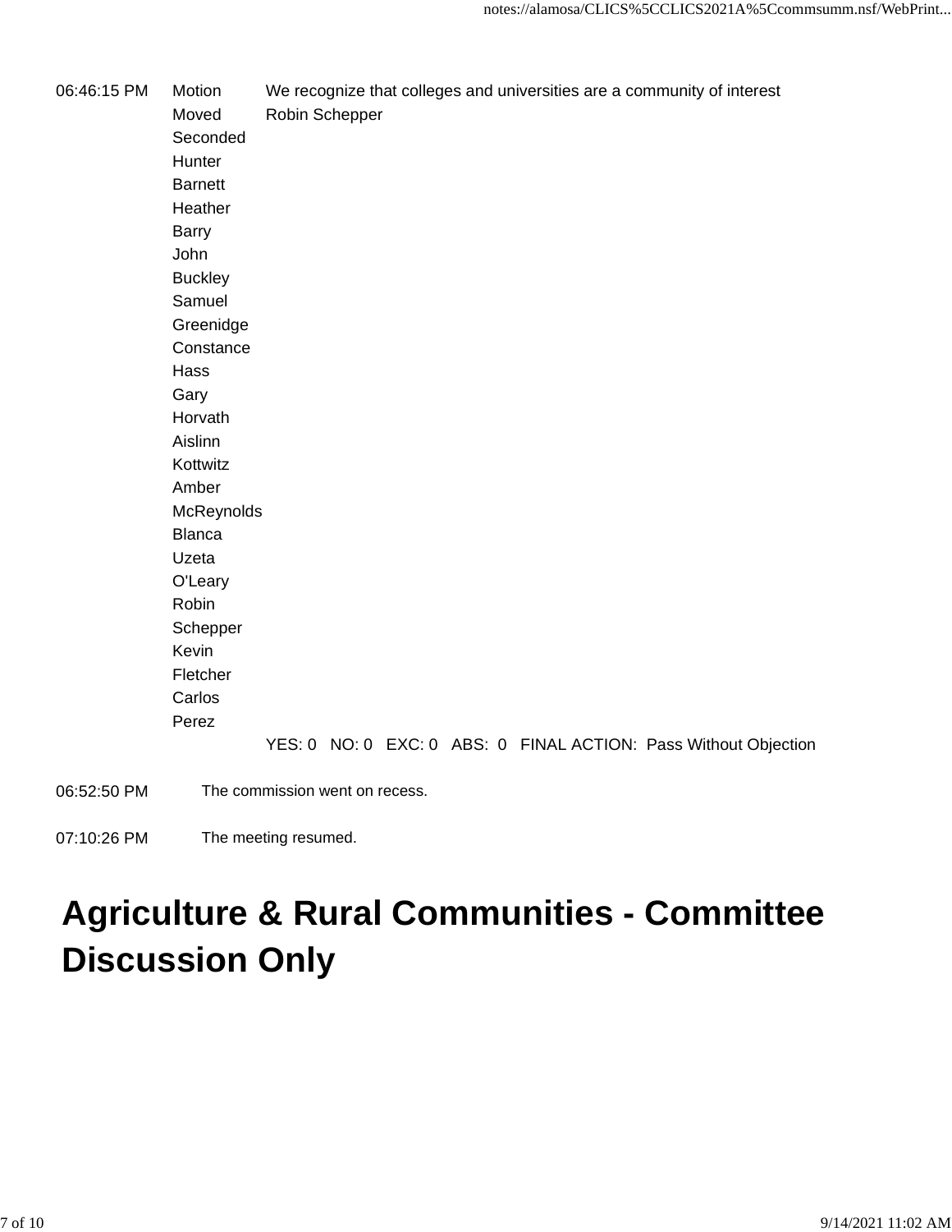06:46:15 PM Motion We recognize that colleges and universities are a community of interest

Moved Robin Schepper

Seconded

Hunter Barnett

Heather Barry

John Buckley

Samuel Greenidge

Constance Hass

Gary Horvath

Aislinn Kottwitz

Amber McReynolds

Blanca Uzeta O'Leary

Robin Schepper

Kevin Fletcher

Carlos Perez

YES: 0 NO: 0 EXC: 0 ABS: 0 FINAL ACTION: Pass Without Objection

06:52:50 PM The commission went on recess.

07:10:26 PM The meeting resumed.

# Agriculture & Rural Communities - Committee Discussion Only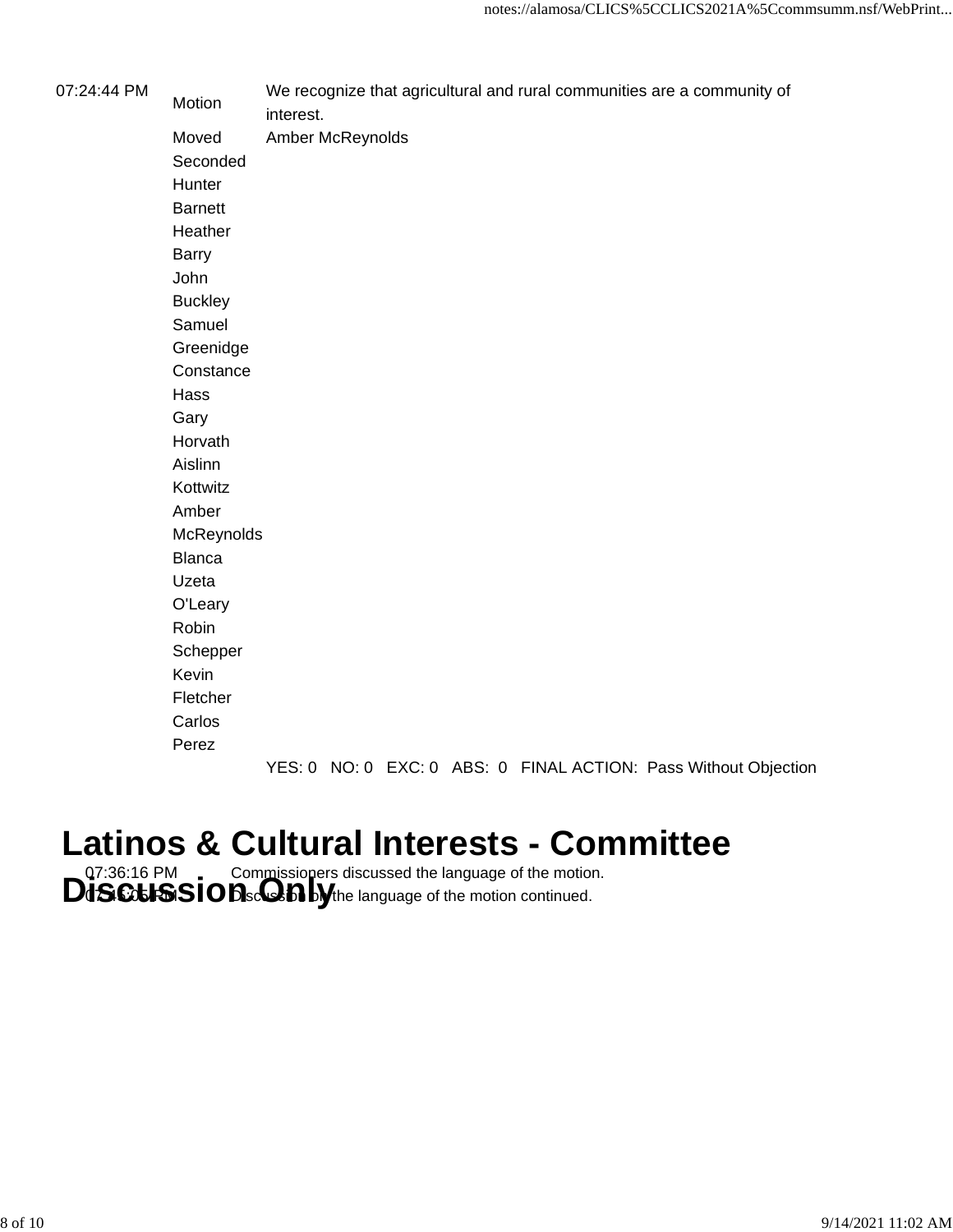| | | |
|---|---|---|
| 07:24:44 PM | Motion | We recognize that agricultural and rural communities are a community of interest. |
| | Moved | Amber McReynolds |
| | Seconded | |
| | Hunter Barnett | |
| | Heather Barry | |
| | John Buckley | |
| | Samuel Greenidge | |
| | Constance Hass | |
| | Gary Horvath | |
| | Aislinn Kottwitz | |
| | Amber McReynolds | |
| | Blanca Uzeta O'Leary | |
| | Robin Schepper | |
| | Kevin Fletcher | |
| | Carlos Perez | |
| | | YES: 0 NO: 0 EXC: 0 ABS: 0 FINAL ACTION: Pass Without Objection |

## Latinos & Cultural Interests - Committee Discussion Only

| | |
|---|---|
| 07:36:16 PM | Commissioners discussed the language of the motion. |
| 07:44:06 PM | Discussion on the language of the motion continued. |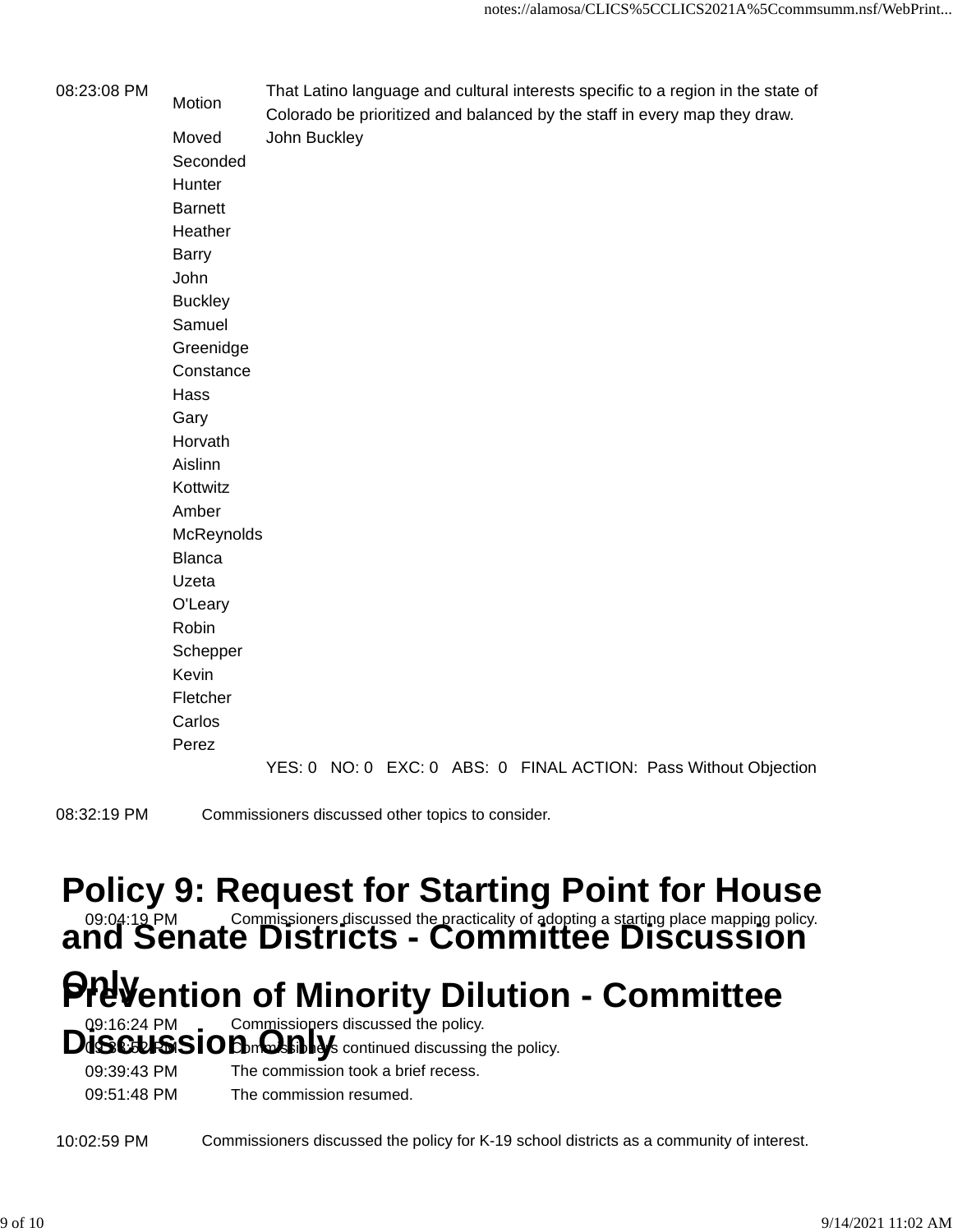| | | |
|---|---|---|
| 08:23:08 PM | Motion | That Latino language and cultural interests specific to a region in the state of Colorado be prioritized and balanced by the staff in every map they draw. |
| | Moved | John Buckley |
| | Seconded | |
| | Hunter Barnett | |
| | Heather Barry | |
| | John Buckley | |
| | Samuel Greenidge | |
| | Constance Hass | |
| | Gary Horvath | |
| | Aislinn Kottwitz | |
| | Amber McReynolds | |
| | Blanca Uzeta O'Leary | |
| | Robin Schepper | |
| | Kevin Fletcher | |
| | Carlos Perez | |
| | | YES: 0 NO: 0 EXC: 0 ABS: 0 FINAL ACTION: Pass Without Objection |

08:32:19 PM Commissioners discussed other topics to consider.

## Policy 9: Request for Starting Point for House and Senate Districts - Committee Discussion Only

09:04:19 PM Commissioners discussed the practicality of adopting a starting place mapping policy.

## Prevention of Minority Dilution - Committee Discussion Only

09:16:24 PM Commissioners discussed the policy.
09:33:52 PM Commissioners continued discussing the policy.
09:39:43 PM The commission took a brief recess.
09:51:48 PM The commission resumed.

10:02:59 PM Commissioners discussed the policy for K-19 school districts as a community of interest.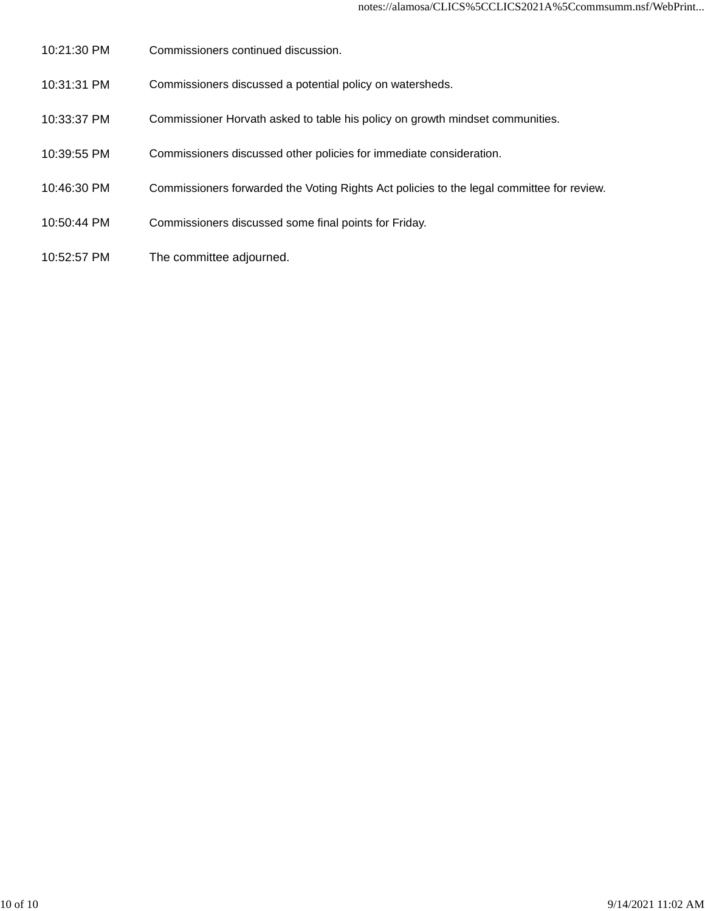| | |
|---|---|
| 10:21:30 PM | Commissioners continued discussion. |
| 10:31:31 PM | Commissioners discussed a potential policy on watersheds. |
| 10:33:37 PM | Commissioner Horvath asked to table his policy on growth mindset communities. |
| 10:39:55 PM | Commissioners discussed other policies for immediate consideration. |
| 10:46:30 PM | Commissioners forwarded the Voting Rights Act policies to the legal committee for review. |
| 10:50:44 PM | Commissioners discussed some final points for Friday. |
| 10:52:57 PM | The committee adjourned. |